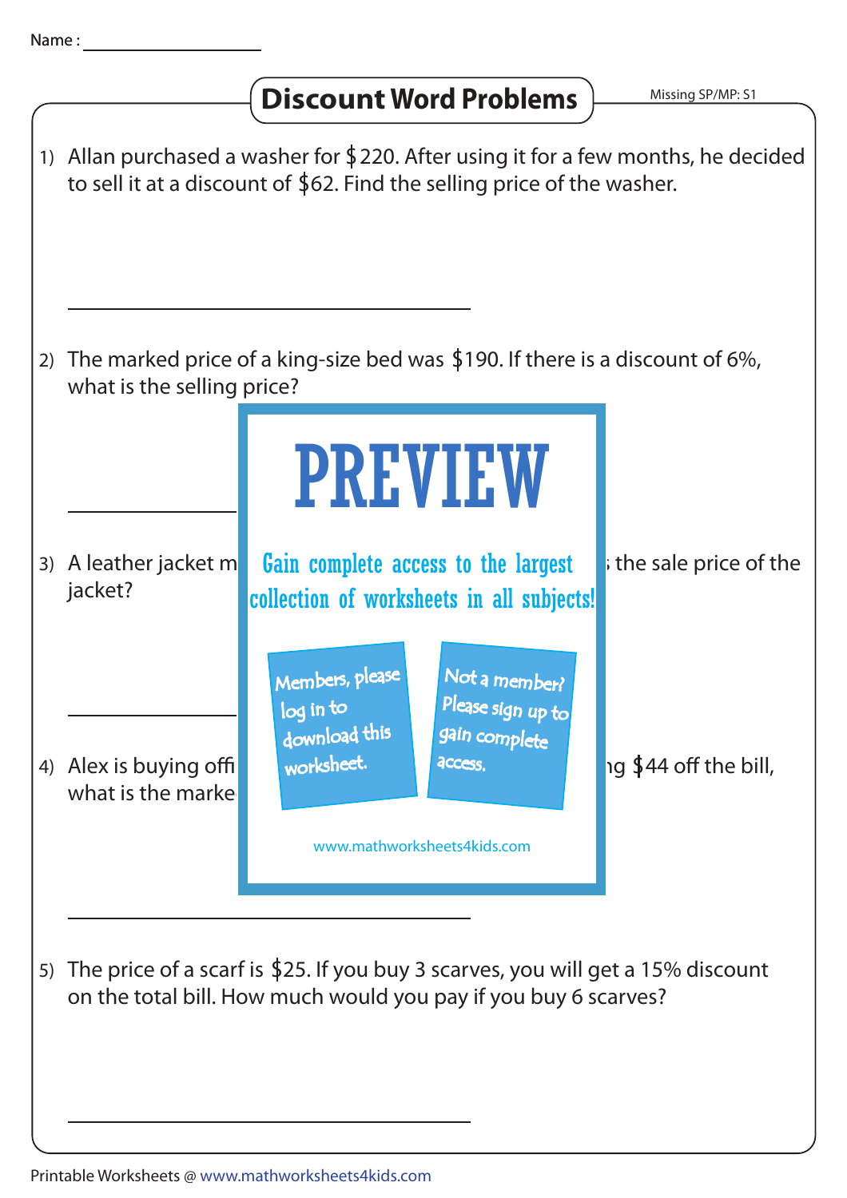Name : ________________

# Discount Word Problems

Missing SP/MP: S1

1) Allan purchased a washer for $220. After using it for a few months, he decided to sell it at a discount of $62. Find the selling price of the washer.

______________________________

2) The marked price of a king-size bed was $190. If there is a discount of 6%, what is the selling price?

______________________________

3) A leather jacket m ... the sale price of the jacket?

______________________________

4) Alex is buying offi ... ng $44 off the bill, what is the marke

______________________________

PREVIEW

Gain complete access to the largest collection of worksheets in all subjects!

Members, please log in to download this worksheet.

Not a member? Please sign up to gain complete access.

www.mathworksheets4kids.com

5) The price of a scarf is $25. If you buy 3 scarves, you will get a 15% discount on the total bill. How much would you pay if you buy 6 scarves?

______________________________

Printable Worksheets @ www.mathworksheets4kids.com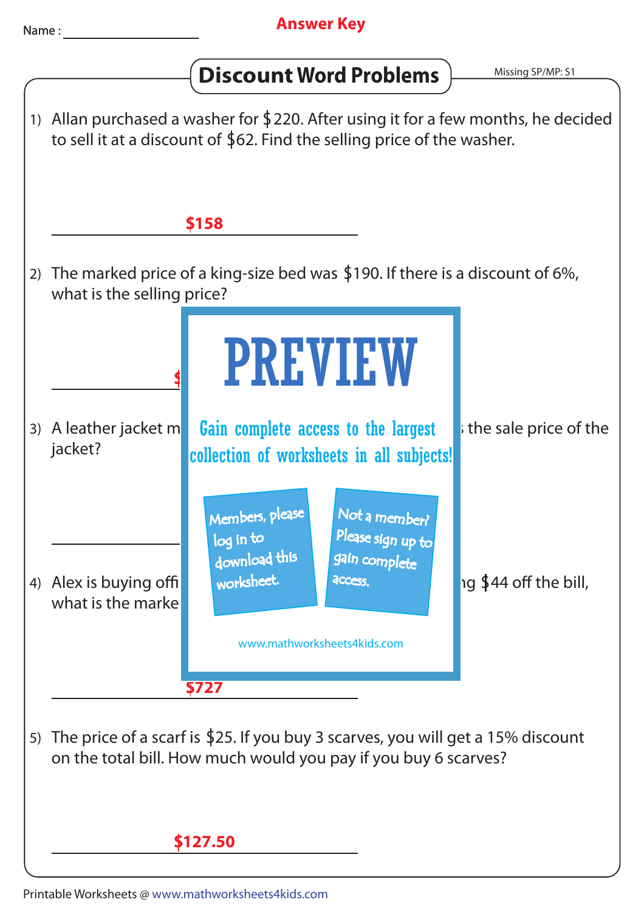Name : ________________

**Answer Key**

# Discount Word Problems

Missing SP/MP: S1

1) Allan purchased a washer for $220. After using it for a few months, he decided to sell it at a discount of $62. Find the selling price of the washer.

**$158**

2) The marked price of a king-size bed was $190. If there is a discount of 6%, what is the selling price?

**$**

## PREVIEW

Gain complete access to the largest collection of worksheets in all subjects!

Members, please log in to download this worksheet.

Not a member? Please sign up to gain complete access.

www.mathworksheets4kids.com

3) A leather jacket m ... the sale price of the jacket?

4) Alex is buying offi ... ng $44 off the bill, what is the marke

**$727**

5) The price of a scarf is $25. If you buy 3 scarves, you will get a 15% discount on the total bill. How much would you pay if you buy 6 scarves?

**$127.50**

Printable Worksheets @ www.mathworksheets4kids.com